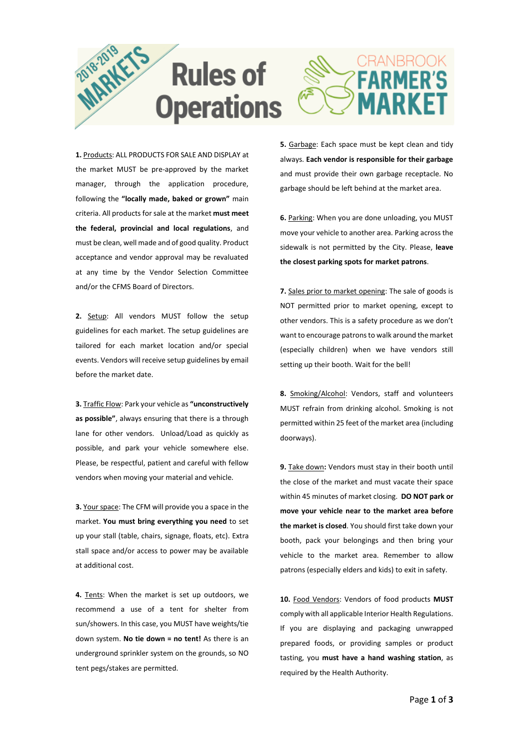# 2018-2019 MARKETS Rules of Operations

## CRANBROOK FARMER'S MARKET

**1.** Products: ALL PRODUCTS FOR SALE AND DISPLAY at the market MUST be pre-approved by the market manager, through the application procedure, following the **"locally made, baked or grown"** main criteria. All products for sale at the market **must meet the federal, provincial and local regulations**, and must be clean, well made and of good quality. Product acceptance and vendor approval may be revaluated at any time by the Vendor Selection Committee and/or the CFMS Board of Directors.

**2.** Setup: All vendors MUST follow the setup guidelines for each market. The setup guidelines are tailored for each market location and/or special events. Vendors will receive setup guidelines by email before the market date.

**3.** Traffic Flow: Park your vehicle as **"unconstructively as possible"**, always ensuring that there is a through lane for other vendors. Unload/Load as quickly as possible, and park your vehicle somewhere else. Please, be respectful, patient and careful with fellow vendors when moving your material and vehicle.

**3.** Your space: The CFM will provide you a space in the market. **You must bring everything you need** to set up your stall (table, chairs, signage, floats, etc). Extra stall space and/or access to power may be available at additional cost.

**4.** Tents: When the market is set up outdoors, we recommend a use of a tent for shelter from sun/showers. In this case, you MUST have weights/tie down system. **No tie down = no tent!** As there is an underground sprinkler system on the grounds, so NO tent pegs/stakes are permitted.

**5.** Garbage: Each space must be kept clean and tidy always. **Each vendor is responsible for their garbage** and must provide their own garbage receptacle. No garbage should be left behind at the market area.

**6.** Parking: When you are done unloading, you MUST move your vehicle to another area. Parking across the sidewalk is not permitted by the City. Please, **leave the closest parking spots for market patrons**.

**7.** Sales prior to market opening: The sale of goods is NOT permitted prior to market opening, except to other vendors. This is a safety procedure as we don't want to encourage patrons to walk around the market (especially children) when we have vendors still setting up their booth. Wait for the bell!

**8.** Smoking/Alcohol: Vendors, staff and volunteers MUST refrain from drinking alcohol. Smoking is not permitted within 25 feet of the market area (including doorways).

**9.** Take down**:** Vendors must stay in their booth until the close of the market and must vacate their space within 45 minutes of market closing. **DO NOT park or move your vehicle near to the market area before the market is closed**. You should first take down your booth, pack your belongings and then bring your vehicle to the market area. Remember to allow patrons (especially elders and kids) to exit in safety.

**10.** Food Vendors: Vendors of food products **MUST** comply with all applicable Interior Health Regulations. If you are displaying and packaging unwrapped prepared foods, or providing samples or product tasting, you **must have a hand washing station**, as required by the Health Authority.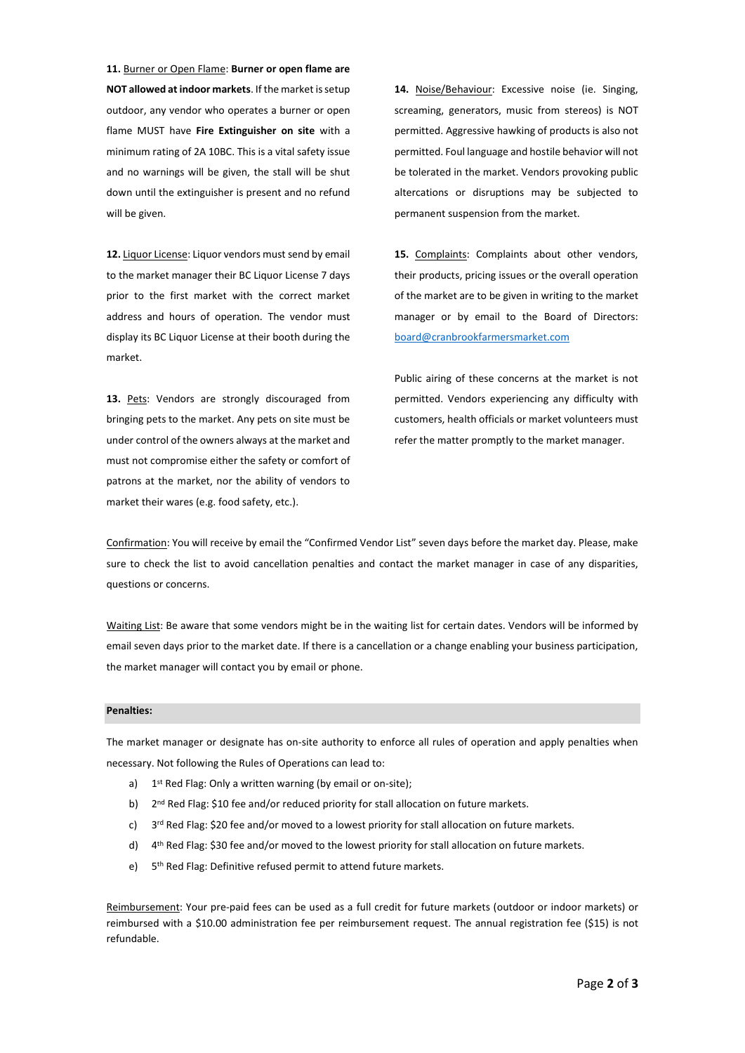**11.** Burner or Open Flame: **Burner or open flame are NOT allowed at indoor markets**. If the market is setup outdoor, any vendor who operates a burner or open flame MUST have **Fire Extinguisher on site** with a minimum rating of 2A 10BC. This is a vital safety issue and no warnings will be given, the stall will be shut down until the extinguisher is present and no refund will be given.

**12.** Liquor License: Liquor vendors must send by email to the market manager their BC Liquor License 7 days prior to the first market with the correct market address and hours of operation. The vendor must display its BC Liquor License at their booth during the market.

**13.** Pets: Vendors are strongly discouraged from bringing pets to the market. Any pets on site must be under control of the owners always at the market and must not compromise either the safety or comfort of patrons at the market, nor the ability of vendors to market their wares (e.g. food safety, etc.).

**14.** Noise/Behaviour: Excessive noise (ie. Singing, screaming, generators, music from stereos) is NOT permitted. Aggressive hawking of products is also not permitted. Foul language and hostile behavior will not be tolerated in the market. Vendors provoking public altercations or disruptions may be subjected to permanent suspension from the market.

**15.** Complaints: Complaints about other vendors, their products, pricing issues or the overall operation of the market are to be given in writing to the market manager or by email to the Board of Directors: board@cranbrookfarmersmarket.com

Public airing of these concerns at the market is not permitted. Vendors experiencing any difficulty with customers, health officials or market volunteers must refer the matter promptly to the market manager.

Confirmation: You will receive by email the "Confirmed Vendor List" seven days before the market day. Please, make sure to check the list to avoid cancellation penalties and contact the market manager in case of any disparities, questions or concerns.

Waiting List: Be aware that some vendors might be in the waiting list for certain dates. Vendors will be informed by email seven days prior to the market date. If there is a cancellation or a change enabling your business participation, the market manager will contact you by email or phone.

**Penalties:**

The market manager or designate has on-site authority to enforce all rules of operation and apply penalties when necessary. Not following the Rules of Operations can lead to:

a) 1st Red Flag: Only a written warning (by email or on-site);
b) 2nd Red Flag: $10 fee and/or reduced priority for stall allocation on future markets.
c) 3rd Red Flag: $20 fee and/or moved to a lowest priority for stall allocation on future markets.
d) 4th Red Flag: $30 fee and/or moved to the lowest priority for stall allocation on future markets.
e) 5th Red Flag: Definitive refused permit to attend future markets.

Reimbursement: Your pre-paid fees can be used as a full credit for future markets (outdoor or indoor markets) or reimbursed with a $10.00 administration fee per reimbursement request. The annual registration fee ($15) is not refundable.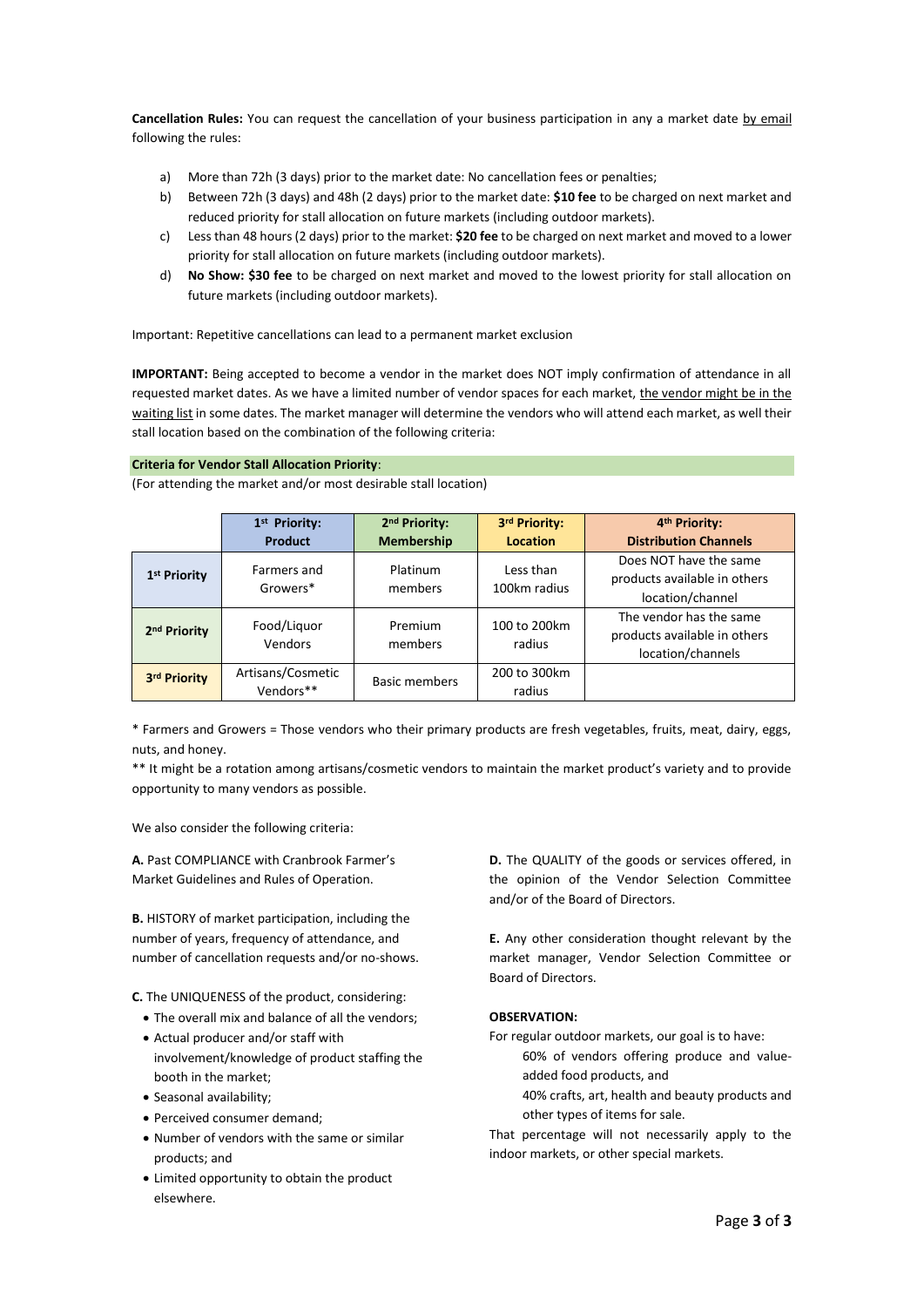**Cancellation Rules:** You can request the cancellation of your business participation in any a market date by email following the rules:

a) More than 72h (3 days) prior to the market date: No cancellation fees or penalties;
b) Between 72h (3 days) and 48h (2 days) prior to the market date: **$10 fee** to be charged on next market and reduced priority for stall allocation on future markets (including outdoor markets).
c) Less than 48 hours (2 days) prior to the market: **$20 fee** to be charged on next market and moved to a lower priority for stall allocation on future markets (including outdoor markets).
d) **No Show: $30 fee** to be charged on next market and moved to the lowest priority for stall allocation on future markets (including outdoor markets).

Important: Repetitive cancellations can lead to a permanent market exclusion

**IMPORTANT:** Being accepted to become a vendor in the market does NOT imply confirmation of attendance in all requested market dates. As we have a limited number of vendor spaces for each market, the vendor might be in the waiting list in some dates. The market manager will determine the vendors who will attend each market, as well their stall location based on the combination of the following criteria:

**Criteria for Vendor Stall Allocation Priority**:

(For attending the market and/or most desirable stall location)

| | 1st Priority: Product | 2nd Priority: Membership | 3rd Priority: Location | 4th Priority: Distribution Channels |
|---|---|---|---|---|
| **1st Priority** | Farmers and Growers* | Platinum members | Less than 100km radius | Does NOT have the same products available in others location/channel |
| **2nd Priority** | Food/Liquor Vendors | Premium members | 100 to 200km radius | The vendor has the same products available in others location/channels |
| **3rd Priority** | Artisans/Cosmetic Vendors** | Basic members | 200 to 300km radius | |

* Farmers and Growers = Those vendors who their primary products are fresh vegetables, fruits, meat, dairy, eggs, nuts, and honey.

** It might be a rotation among artisans/cosmetic vendors to maintain the market product's variety and to provide opportunity to many vendors as possible.

We also consider the following criteria:

**A.** Past COMPLIANCE with Cranbrook Farmer's Market Guidelines and Rules of Operation.

**B.** HISTORY of market participation, including the number of years, frequency of attendance, and number of cancellation requests and/or no-shows.

**C.** The UNIQUENESS of the product, considering:

- The overall mix and balance of all the vendors;
- Actual producer and/or staff with involvement/knowledge of product staffing the booth in the market;
- Seasonal availability;
- Perceived consumer demand;
- Number of vendors with the same or similar products; and
- Limited opportunity to obtain the product elsewhere.

**D.** The QUALITY of the goods or services offered, in the opinion of the Vendor Selection Committee and/or of the Board of Directors.

**E.** Any other consideration thought relevant by the market manager, Vendor Selection Committee or Board of Directors.

**OBSERVATION:**

For regular outdoor markets, our goal is to have:

60% of vendors offering produce and value-added food products, and

40% crafts, art, health and beauty products and other types of items for sale.

That percentage will not necessarily apply to the indoor markets, or other special markets.